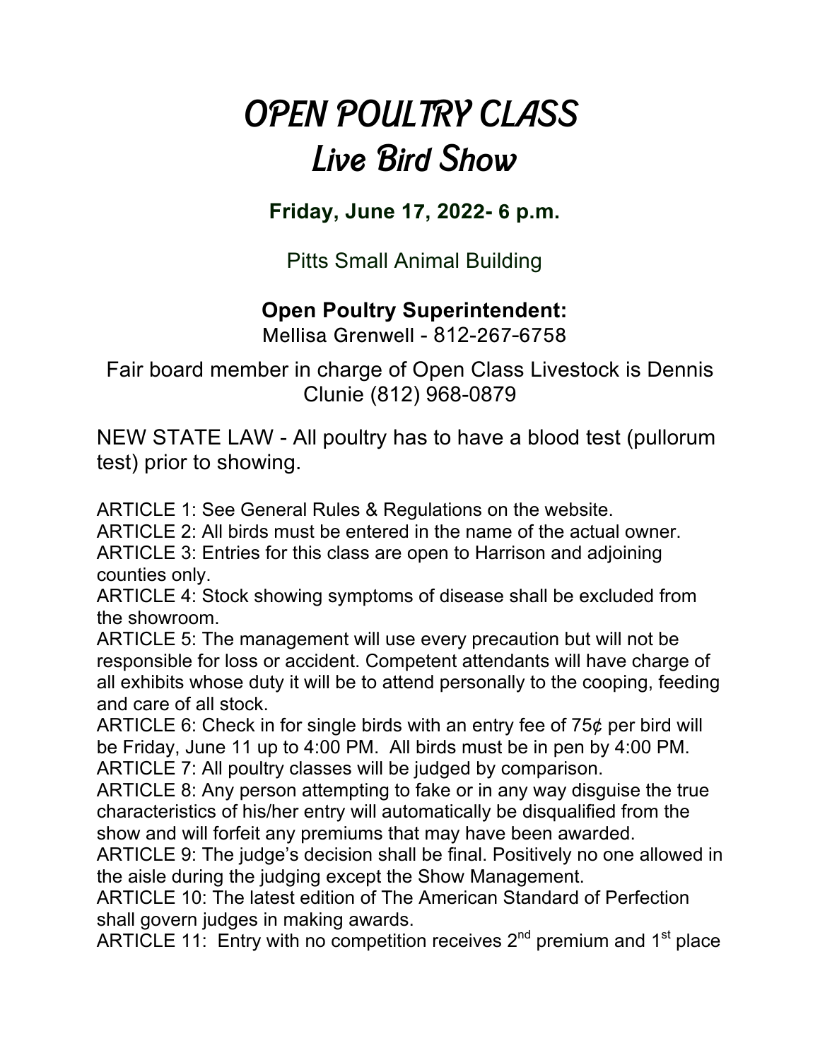# OPEN POULTRY CLASS
# Live Bird Show

**Friday, June 17, 2022- 6 p.m.**

Pitts Small Animal Building

**Open Poultry Superintendent:**
Mellisa Grenwell - 812-267-6758

Fair board member in charge of Open Class Livestock is Dennis Clunie (812) 968-0879

NEW STATE LAW - All poultry has to have a blood test (pullorum test) prior to showing.

ARTICLE 1: See General Rules & Regulations on the website.
ARTICLE 2: All birds must be entered in the name of the actual owner.
ARTICLE 3: Entries for this class are open to Harrison and adjoining counties only.
ARTICLE 4: Stock showing symptoms of disease shall be excluded from the showroom.
ARTICLE 5: The management will use every precaution but will not be responsible for loss or accident. Competent attendants will have charge of all exhibits whose duty it will be to attend personally to the cooping, feeding and care of all stock.
ARTICLE 6: Check in for single birds with an entry fee of 75¢ per bird will be Friday, June 11 up to 4:00 PM. All birds must be in pen by 4:00 PM.
ARTICLE 7: All poultry classes will be judged by comparison.
ARTICLE 8: Any person attempting to fake or in any way disguise the true characteristics of his/her entry will automatically be disqualified from the show and will forfeit any premiums that may have been awarded.
ARTICLE 9: The judge's decision shall be final. Positively no one allowed in the aisle during the judging except the Show Management.
ARTICLE 10: The latest edition of The American Standard of Perfection shall govern judges in making awards.
ARTICLE 11: Entry with no competition receives 2nd premium and 1st place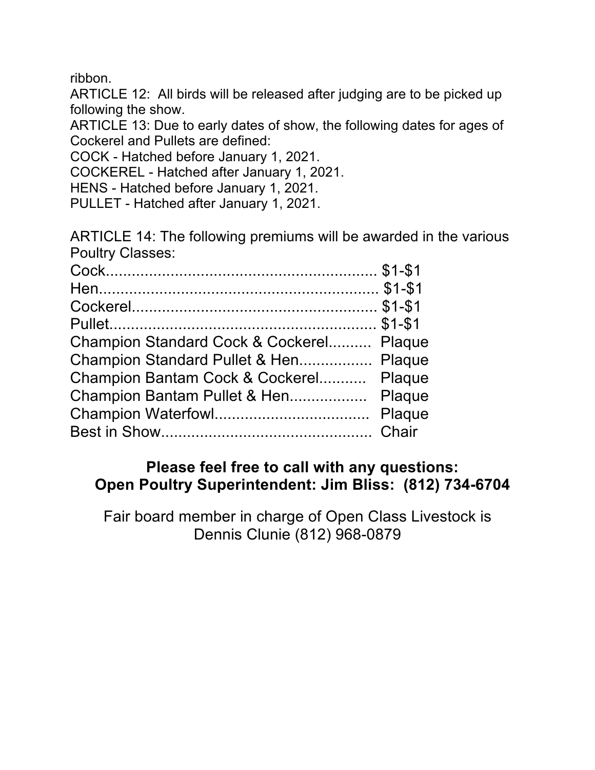ribbon.

ARTICLE 12: All birds will be released after judging are to be picked up following the show.

ARTICLE 13: Due to early dates of show, the following dates for ages of Cockerel and Pullets are defined:

COCK - Hatched before January 1, 2021.

COCKEREL - Hatched after January 1, 2021.

HENS - Hatched before January 1, 2021.

PULLET - Hatched after January 1, 2021.

ARTICLE 14: The following premiums will be awarded in the various Poultry Classes:

| | |
|---|---|
| Cock | $1-$1 |
| Hen | $1-$1 |
| Cockerel | $1-$1 |
| Pullet | $1-$1 |
| Champion Standard Cock & Cockerel | Plaque |
| Champion Standard Pullet & Hen | Plaque |
| Champion Bantam Cock & Cockerel | Plaque |
| Champion Bantam Pullet & Hen | Plaque |
| Champion Waterfowl | Plaque |
| Best in Show | Chair |

**Please feel free to call with any questions:**
**Open Poultry Superintendent: Jim Bliss: (812) 734-6704**

Fair board member in charge of Open Class Livestock is Dennis Clunie (812) 968-0879